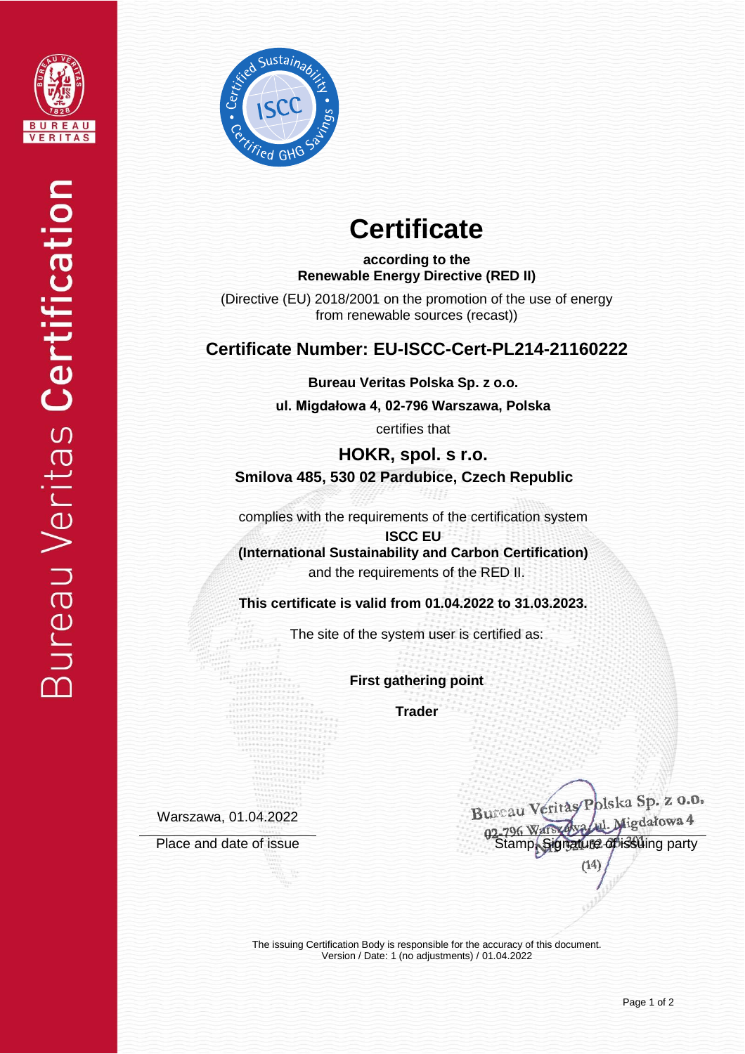Bureau Veritas **Certification**

# Certificate

**according to the**
**Renewable Energy Directive (RED II)**

(Directive (EU) 2018/2001 on the promotion of the use of energy from renewable sources (recast))

## Certificate Number: EU-ISCC-Cert-PL214-21160222

**Bureau Veritas Polska Sp. z o.o.**

**ul. Migdałowa 4, 02-796 Warszawa, Polska**

certifies that

### HOKR, spol. s r.o.

**Smilova 485, 530 02 Pardubice, Czech Republic**

complies with the requirements of the certification system
**ISCC EU**
**(International Sustainability and Carbon Certification)**
and the requirements of the RED II.

**This certificate is valid from 01.04.2022 to 31.03.2023.**

The site of the system user is certified as:

**First gathering point**

**Trader**

Warszawa, 01.04.2022

Place and date of issue

Bureau Veritas Polska Sp. z o.o.
02-796 Warszawa, ul. Migdałowa 4
(14)

Stamp, Signature of issuing party

The issuing Certification Body is responsible for the accuracy of this document.
Version / Date: 1 (no adjustments) / 01.04.2022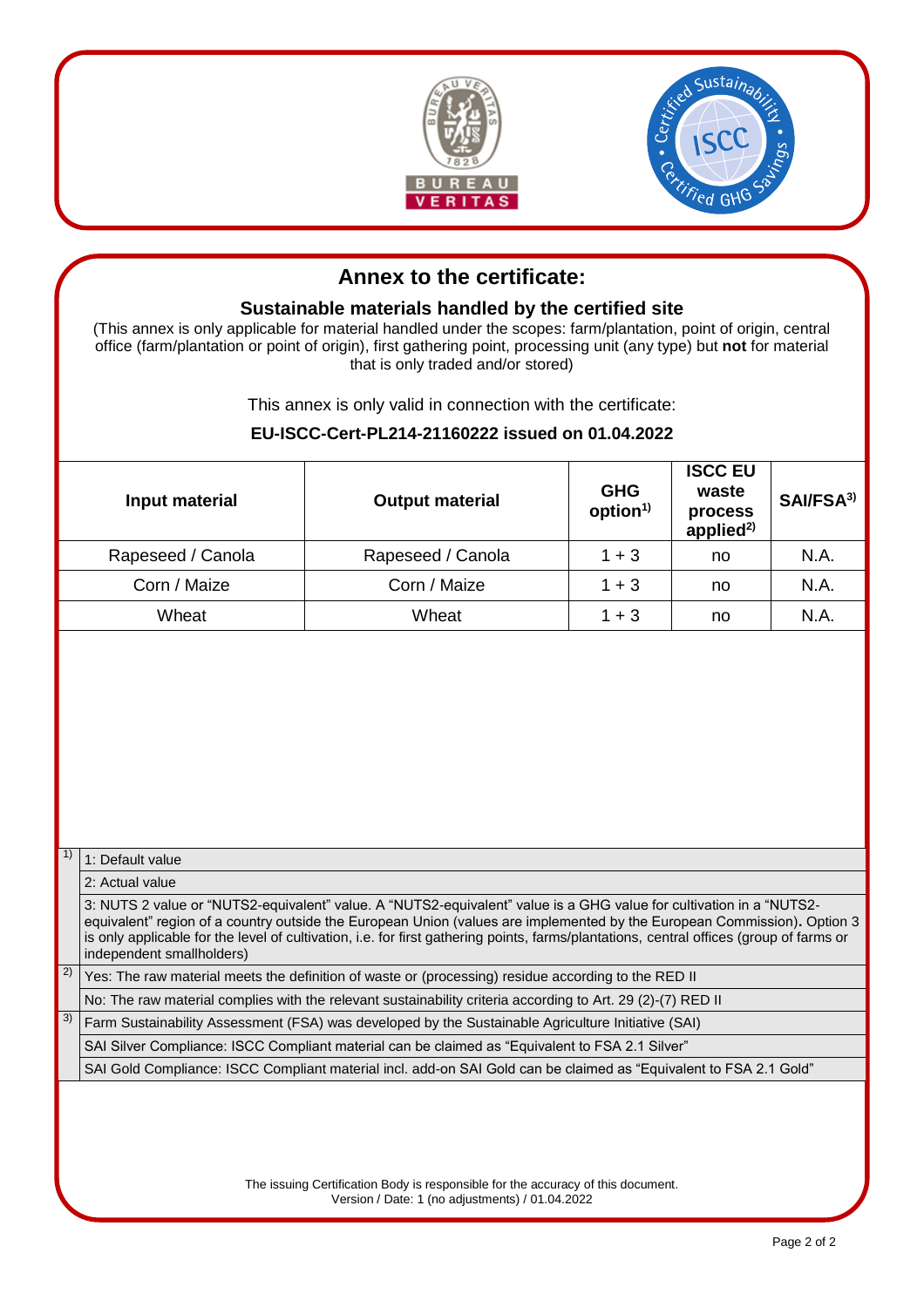# Annex to the certificate:

## Sustainable materials handled by the certified site

(This annex is only applicable for material handled under the scopes: farm/plantation, point of origin, central office (farm/plantation or point of origin), first gathering point, processing unit (any type) but **not** for material that is only traded and/or stored)

This annex is only valid in connection with the certificate:

**EU-ISCC-Cert-PL214-21160222 issued on 01.04.2022**

| Input material | Output material | GHG option[1)] | ISCC EU waste process applied[2)] | SAI/FSA[3)] |
|---|---|---|---|---|
| Rapeseed / Canola | Rapeseed / Canola | 1 + 3 | no | N.A. |
| Corn / Maize | Corn / Maize | 1 + 3 | no | N.A. |
| Wheat | Wheat | 1 + 3 | no | N.A. |

| | |
|---|---|
| 1) | 1: Default value |
| | 2: Actual value |
| | 3: NUTS 2 value or "NUTS2-equivalent" value. A "NUTS2-equivalent" value is a GHG value for cultivation in a "NUTS2-equivalent" region of a country outside the European Union (values are implemented by the European Commission). Option 3 is only applicable for the level of cultivation, i.e. for first gathering points, farms/plantations, central offices (group of farms or independent smallholders) |
| 2) | Yes: The raw material meets the definition of waste or (processing) residue according to the RED II |
| | No: The raw material complies with the relevant sustainability criteria according to Art. 29 (2)-(7) RED II |
| 3) | Farm Sustainability Assessment (FSA) was developed by the Sustainable Agriculture Initiative (SAI) |
| | SAI Silver Compliance: ISCC Compliant material can be claimed as "Equivalent to FSA 2.1 Silver" |
| | SAI Gold Compliance: ISCC Compliant material incl. add-on SAI Gold can be claimed as "Equivalent to FSA 2.1 Gold" |

The issuing Certification Body is responsible for the accuracy of this document.
Version / Date: 1 (no adjustments) / 01.04.2022